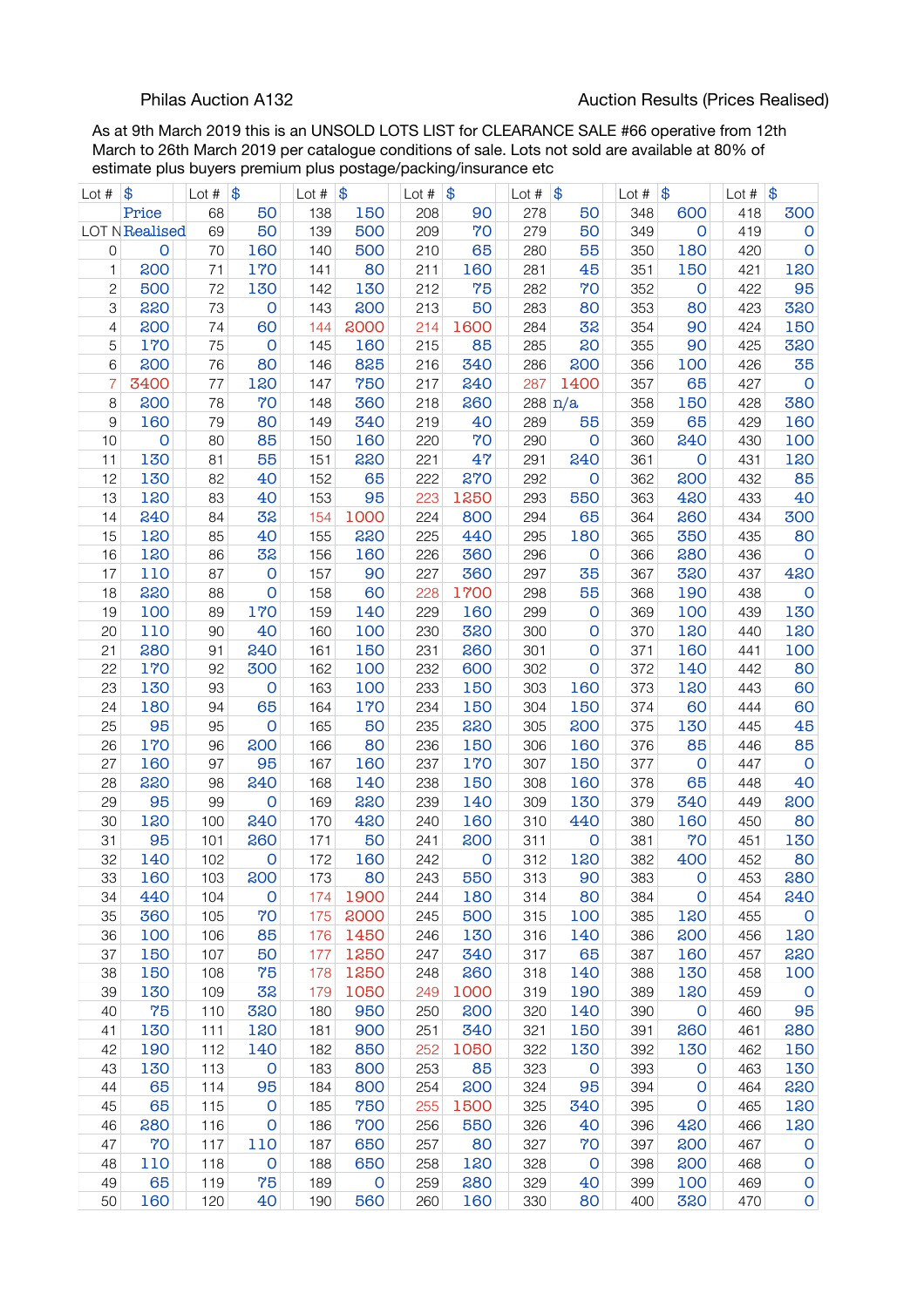Philas Auction A132

Auction Results (Prices Realised)

As at 9th March 2019 this is an UNSOLD LOTS LIST for CLEARANCE SALE #66 operative from 12th March to 26th March 2019 per catalogue conditions of sale. Lots not sold are available at 80% of estimate plus buyers premium plus postage/packing/insurance etc

| Lot # | $ | Lot # | $ | Lot # | $ | Lot # | $ | Lot # | $ | Lot # | $ | Lot # | $ |
|---|---|---|---|---|---|---|---|---|---|---|---|---|---|
| | Price | 68 | 50 | 138 | 150 | 208 | 90 | 278 | 50 | 348 | 600 | 418 | 300 |
| LOT N | Realised | 69 | 50 | 139 | 500 | 209 | 70 | 279 | 50 | 349 | 0 | 419 | 0 |
| 0 | 0 | 70 | 160 | 140 | 500 | 210 | 65 | 280 | 55 | 350 | 180 | 420 | 0 |
| 1 | 200 | 71 | 170 | 141 | 80 | 211 | 160 | 281 | 45 | 351 | 150 | 421 | 120 |
| 2 | 500 | 72 | 130 | 142 | 130 | 212 | 75 | 282 | 70 | 352 | 0 | 422 | 95 |
| 3 | 220 | 73 | 0 | 143 | 200 | 213 | 50 | 283 | 80 | 353 | 80 | 423 | 320 |
| 4 | 200 | 74 | 60 | 144 | 2000 | 214 | 1600 | 284 | 32 | 354 | 90 | 424 | 150 |
| 5 | 170 | 75 | 0 | 145 | 160 | 215 | 85 | 285 | 20 | 355 | 90 | 425 | 320 |
| 6 | 200 | 76 | 80 | 146 | 825 | 216 | 340 | 286 | 200 | 356 | 100 | 426 | 35 |
| 7 | 3400 | 77 | 120 | 147 | 750 | 217 | 240 | 287 | 1400 | 357 | 65 | 427 | 0 |
| 8 | 200 | 78 | 70 | 148 | 360 | 218 | 260 | 288 | n/a | 358 | 150 | 428 | 380 |
| 9 | 160 | 79 | 80 | 149 | 340 | 219 | 40 | 289 | 55 | 359 | 65 | 429 | 160 |
| 10 | 0 | 80 | 85 | 150 | 160 | 220 | 70 | 290 | 0 | 360 | 240 | 430 | 100 |
| 11 | 130 | 81 | 55 | 151 | 220 | 221 | 47 | 291 | 240 | 361 | 0 | 431 | 120 |
| 12 | 130 | 82 | 40 | 152 | 65 | 222 | 270 | 292 | 0 | 362 | 200 | 432 | 85 |
| 13 | 120 | 83 | 40 | 153 | 95 | 223 | 1250 | 293 | 550 | 363 | 420 | 433 | 40 |
| 14 | 240 | 84 | 32 | 154 | 1000 | 224 | 800 | 294 | 65 | 364 | 260 | 434 | 300 |
| 15 | 120 | 85 | 40 | 155 | 220 | 225 | 440 | 295 | 180 | 365 | 350 | 435 | 80 |
| 16 | 120 | 86 | 32 | 156 | 160 | 226 | 360 | 296 | 0 | 366 | 280 | 436 | 0 |
| 17 | 110 | 87 | 0 | 157 | 90 | 227 | 360 | 297 | 35 | 367 | 320 | 437 | 420 |
| 18 | 220 | 88 | 0 | 158 | 60 | 228 | 1700 | 298 | 55 | 368 | 190 | 438 | 0 |
| 19 | 100 | 89 | 170 | 159 | 140 | 229 | 160 | 299 | 0 | 369 | 100 | 439 | 130 |
| 20 | 110 | 90 | 40 | 160 | 100 | 230 | 320 | 300 | 0 | 370 | 120 | 440 | 120 |
| 21 | 280 | 91 | 240 | 161 | 150 | 231 | 260 | 301 | 0 | 371 | 160 | 441 | 100 |
| 22 | 170 | 92 | 300 | 162 | 100 | 232 | 600 | 302 | 0 | 372 | 140 | 442 | 80 |
| 23 | 130 | 93 | 0 | 163 | 100 | 233 | 150 | 303 | 160 | 373 | 120 | 443 | 60 |
| 24 | 180 | 94 | 65 | 164 | 170 | 234 | 150 | 304 | 150 | 374 | 60 | 444 | 60 |
| 25 | 95 | 95 | 0 | 165 | 50 | 235 | 220 | 305 | 200 | 375 | 130 | 445 | 45 |
| 26 | 170 | 96 | 200 | 166 | 80 | 236 | 150 | 306 | 160 | 376 | 85 | 446 | 85 |
| 27 | 160 | 97 | 95 | 167 | 160 | 237 | 170 | 307 | 150 | 377 | 0 | 447 | 0 |
| 28 | 220 | 98 | 240 | 168 | 140 | 238 | 150 | 308 | 160 | 378 | 65 | 448 | 40 |
| 29 | 95 | 99 | 0 | 169 | 220 | 239 | 140 | 309 | 130 | 379 | 340 | 449 | 200 |
| 30 | 120 | 100 | 240 | 170 | 420 | 240 | 160 | 310 | 440 | 380 | 160 | 450 | 80 |
| 31 | 95 | 101 | 260 | 171 | 50 | 241 | 200 | 311 | 0 | 381 | 70 | 451 | 130 |
| 32 | 140 | 102 | 0 | 172 | 160 | 242 | 0 | 312 | 120 | 382 | 400 | 452 | 80 |
| 33 | 160 | 103 | 200 | 173 | 80 | 243 | 550 | 313 | 90 | 383 | 0 | 453 | 280 |
| 34 | 440 | 104 | 0 | 174 | 1900 | 244 | 180 | 314 | 80 | 384 | 0 | 454 | 240 |
| 35 | 360 | 105 | 70 | 175 | 2000 | 245 | 500 | 315 | 100 | 385 | 120 | 455 | 0 |
| 36 | 100 | 106 | 85 | 176 | 1450 | 246 | 130 | 316 | 140 | 386 | 200 | 456 | 120 |
| 37 | 150 | 107 | 50 | 177 | 1250 | 247 | 340 | 317 | 65 | 387 | 160 | 457 | 220 |
| 38 | 150 | 108 | 75 | 178 | 1250 | 248 | 260 | 318 | 140 | 388 | 130 | 458 | 100 |
| 39 | 130 | 109 | 32 | 179 | 1050 | 249 | 1000 | 319 | 190 | 389 | 120 | 459 | 0 |
| 40 | 75 | 110 | 320 | 180 | 950 | 250 | 200 | 320 | 140 | 390 | 0 | 460 | 95 |
| 41 | 130 | 111 | 120 | 181 | 900 | 251 | 340 | 321 | 150 | 391 | 260 | 461 | 280 |
| 42 | 190 | 112 | 140 | 182 | 850 | 252 | 1050 | 322 | 130 | 392 | 130 | 462 | 150 |
| 43 | 130 | 113 | 0 | 183 | 800 | 253 | 85 | 323 | 0 | 393 | 0 | 463 | 130 |
| 44 | 65 | 114 | 95 | 184 | 800 | 254 | 200 | 324 | 95 | 394 | 0 | 464 | 220 |
| 45 | 65 | 115 | 0 | 185 | 750 | 255 | 1500 | 325 | 340 | 395 | 0 | 465 | 120 |
| 46 | 280 | 116 | 0 | 186 | 700 | 256 | 550 | 326 | 40 | 396 | 420 | 466 | 120 |
| 47 | 70 | 117 | 110 | 187 | 650 | 257 | 80 | 327 | 70 | 397 | 200 | 467 | 0 |
| 48 | 110 | 118 | 0 | 188 | 650 | 258 | 120 | 328 | 0 | 398 | 200 | 468 | 0 |
| 49 | 65 | 119 | 75 | 189 | 0 | 259 | 280 | 329 | 40 | 399 | 100 | 469 | 0 |
| 50 | 160 | 120 | 40 | 190 | 560 | 260 | 160 | 330 | 80 | 400 | 320 | 470 | 0 |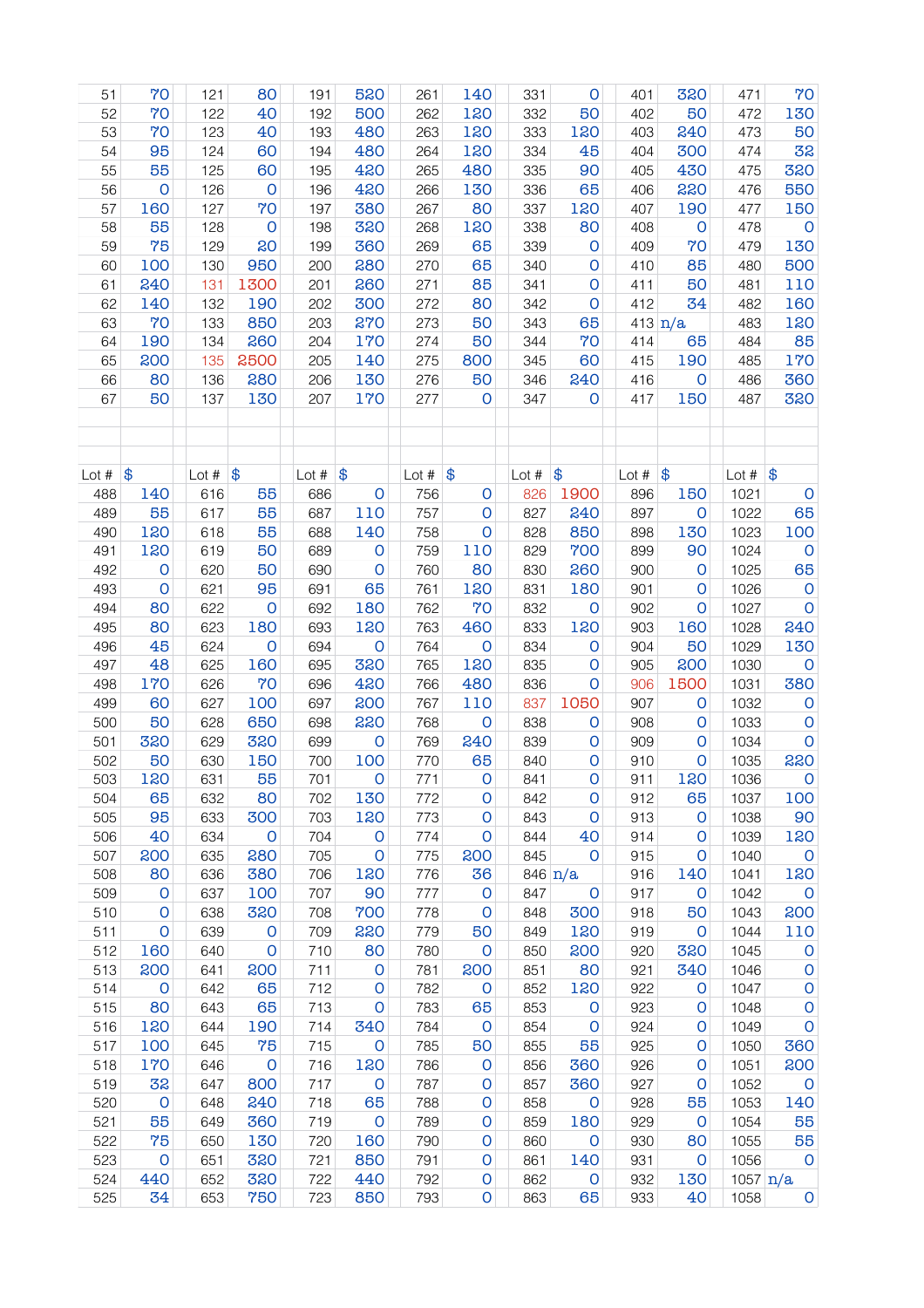| | | | | | | | | | | | | | |
|---|---|---|---|---|---|---|---|---|---|---|---|---|---|
| 51 | 70 | 121 | 80 | 191 | 520 | 261 | 140 | 331 | 0 | 401 | 320 | 471 | 70 |
| 52 | 70 | 122 | 40 | 192 | 500 | 262 | 120 | 332 | 50 | 402 | 50 | 472 | 130 |
| 53 | 70 | 123 | 40 | 193 | 480 | 263 | 120 | 333 | 120 | 403 | 240 | 473 | 50 |
| 54 | 95 | 124 | 60 | 194 | 480 | 264 | 120 | 334 | 45 | 404 | 300 | 474 | 32 |
| 55 | 55 | 125 | 60 | 195 | 420 | 265 | 480 | 335 | 90 | 405 | 430 | 475 | 320 |
| 56 | 0 | 126 | 0 | 196 | 420 | 266 | 130 | 336 | 65 | 406 | 220 | 476 | 550 |
| 57 | 160 | 127 | 70 | 197 | 380 | 267 | 80 | 337 | 120 | 407 | 190 | 477 | 150 |
| 58 | 55 | 128 | 0 | 198 | 320 | 268 | 120 | 338 | 80 | 408 | 0 | 478 | 0 |
| 59 | 75 | 129 | 20 | 199 | 360 | 269 | 65 | 339 | 0 | 409 | 70 | 479 | 130 |
| 60 | 100 | 130 | 950 | 200 | 280 | 270 | 65 | 340 | 0 | 410 | 85 | 480 | 500 |
| 61 | 240 | 131 | 1300 | 201 | 260 | 271 | 85 | 341 | 0 | 411 | 50 | 481 | 110 |
| 62 | 140 | 132 | 190 | 202 | 300 | 272 | 80 | 342 | 0 | 412 | 34 | 482 | 160 |
| 63 | 70 | 133 | 850 | 203 | 270 | 273 | 50 | 343 | 65 | 413 | n/a | 483 | 120 |
| 64 | 190 | 134 | 260 | 204 | 170 | 274 | 50 | 344 | 70 | 414 | 65 | 484 | 85 |
| 65 | 200 | 135 | 2500 | 205 | 140 | 275 | 800 | 345 | 60 | 415 | 190 | 485 | 170 |
| 66 | 80 | 136 | 280 | 206 | 130 | 276 | 50 | 346 | 240 | 416 | 0 | 486 | 360 |
| 67 | 50 | 137 | 130 | 207 | 170 | 277 | 0 | 347 | 0 | 417 | 150 | 487 | 320 |

| Lot # | $ | Lot # | $ | Lot # | $ | Lot # | $ | Lot # | $ | Lot # | $ | Lot # | $ |
|---|---|---|---|---|---|---|---|---|---|---|---|---|---|
| 488 | 140 | 616 | 55 | 686 | 0 | 756 | 0 | 826 | 1900 | 896 | 150 | 1021 | 0 |
| 489 | 55 | 617 | 55 | 687 | 110 | 757 | 0 | 827 | 240 | 897 | 0 | 1022 | 65 |
| 490 | 120 | 618 | 55 | 688 | 140 | 758 | 0 | 828 | 850 | 898 | 130 | 1023 | 100 |
| 491 | 120 | 619 | 50 | 689 | 0 | 759 | 110 | 829 | 700 | 899 | 90 | 1024 | 0 |
| 492 | 0 | 620 | 50 | 690 | 0 | 760 | 80 | 830 | 260 | 900 | 0 | 1025 | 65 |
| 493 | 0 | 621 | 95 | 691 | 65 | 761 | 120 | 831 | 180 | 901 | 0 | 1026 | 0 |
| 494 | 80 | 622 | 0 | 692 | 180 | 762 | 70 | 832 | 0 | 902 | 0 | 1027 | 0 |
| 495 | 80 | 623 | 180 | 693 | 120 | 763 | 460 | 833 | 120 | 903 | 160 | 1028 | 240 |
| 496 | 45 | 624 | 0 | 694 | 0 | 764 | 0 | 834 | 0 | 904 | 50 | 1029 | 130 |
| 497 | 48 | 625 | 160 | 695 | 320 | 765 | 120 | 835 | 0 | 905 | 200 | 1030 | 0 |
| 498 | 170 | 626 | 70 | 696 | 420 | 766 | 480 | 836 | 0 | 906 | 1500 | 1031 | 380 |
| 499 | 60 | 627 | 100 | 697 | 200 | 767 | 110 | 837 | 1050 | 907 | 0 | 1032 | 0 |
| 500 | 50 | 628 | 650 | 698 | 220 | 768 | 0 | 838 | 0 | 908 | 0 | 1033 | 0 |
| 501 | 320 | 629 | 320 | 699 | 0 | 769 | 240 | 839 | 0 | 909 | 0 | 1034 | 0 |
| 502 | 50 | 630 | 150 | 700 | 100 | 770 | 65 | 840 | 0 | 910 | 0 | 1035 | 220 |
| 503 | 120 | 631 | 55 | 701 | 0 | 771 | 0 | 841 | 0 | 911 | 120 | 1036 | 0 |
| 504 | 65 | 632 | 80 | 702 | 130 | 772 | 0 | 842 | 0 | 912 | 65 | 1037 | 100 |
| 505 | 95 | 633 | 300 | 703 | 120 | 773 | 0 | 843 | 0 | 913 | 0 | 1038 | 90 |
| 506 | 40 | 634 | 0 | 704 | 0 | 774 | 0 | 844 | 40 | 914 | 0 | 1039 | 120 |
| 507 | 200 | 635 | 280 | 705 | 0 | 775 | 200 | 845 | 0 | 915 | 0 | 1040 | 0 |
| 508 | 80 | 636 | 380 | 706 | 120 | 776 | 36 | 846 | n/a | 916 | 140 | 1041 | 120 |
| 509 | 0 | 637 | 100 | 707 | 90 | 777 | 0 | 847 | 0 | 917 | 0 | 1042 | 0 |
| 510 | 0 | 638 | 320 | 708 | 700 | 778 | 0 | 848 | 300 | 918 | 50 | 1043 | 200 |
| 511 | 0 | 639 | 0 | 709 | 220 | 779 | 50 | 849 | 120 | 919 | 0 | 1044 | 110 |
| 512 | 160 | 640 | 0 | 710 | 80 | 780 | 0 | 850 | 200 | 920 | 320 | 1045 | 0 |
| 513 | 200 | 641 | 200 | 711 | 0 | 781 | 200 | 851 | 80 | 921 | 340 | 1046 | 0 |
| 514 | 0 | 642 | 65 | 712 | 0 | 782 | 0 | 852 | 120 | 922 | 0 | 1047 | 0 |
| 515 | 80 | 643 | 65 | 713 | 0 | 783 | 65 | 853 | 0 | 923 | 0 | 1048 | 0 |
| 516 | 120 | 644 | 190 | 714 | 340 | 784 | 0 | 854 | 0 | 924 | 0 | 1049 | 0 |
| 517 | 100 | 645 | 75 | 715 | 0 | 785 | 50 | 855 | 55 | 925 | 0 | 1050 | 360 |
| 518 | 170 | 646 | 0 | 716 | 120 | 786 | 0 | 856 | 360 | 926 | 0 | 1051 | 200 |
| 519 | 32 | 647 | 800 | 717 | 0 | 787 | 0 | 857 | 360 | 927 | 0 | 1052 | 0 |
| 520 | 0 | 648 | 240 | 718 | 65 | 788 | 0 | 858 | 0 | 928 | 55 | 1053 | 140 |
| 521 | 55 | 649 | 360 | 719 | 0 | 789 | 0 | 859 | 180 | 929 | 0 | 1054 | 55 |
| 522 | 75 | 650 | 130 | 720 | 160 | 790 | 0 | 860 | 0 | 930 | 80 | 1055 | 55 |
| 523 | 0 | 651 | 320 | 721 | 850 | 791 | 0 | 861 | 140 | 931 | 0 | 1056 | 0 |
| 524 | 440 | 652 | 320 | 722 | 440 | 792 | 0 | 862 | 0 | 932 | 130 | 1057 | n/a |
| 525 | 34 | 653 | 750 | 723 | 850 | 793 | 0 | 863 | 65 | 933 | 40 | 1058 | 0 |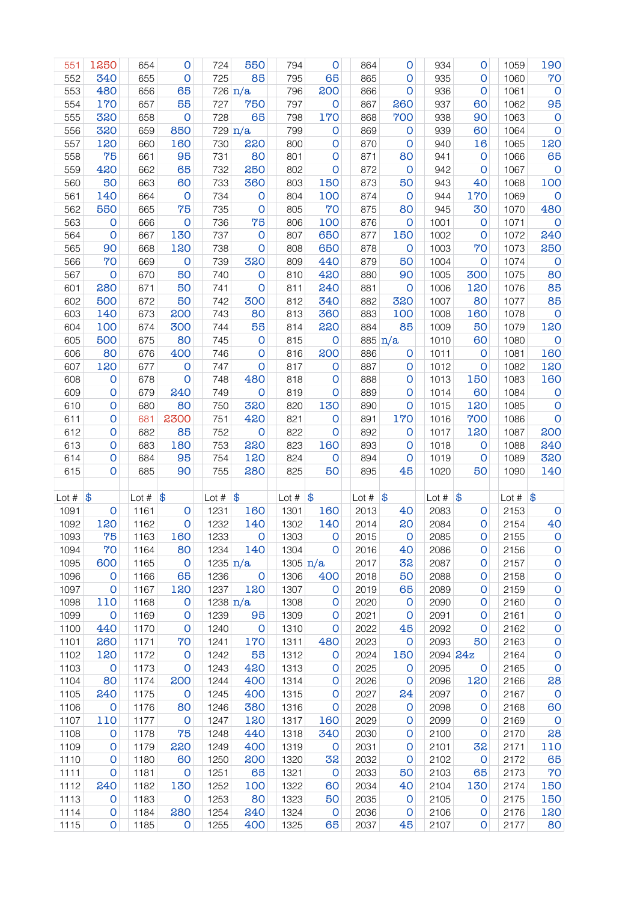| | | | | | | | | | | | | | |
|---|---|---|---|---|---|---|---|---|---|---|---|---|---|
| 551 | 1250 | 654 | 0 | 724 | 550 | 794 | 0 | 864 | 0 | 934 | 0 | 1059 | 190 |
| 552 | 340 | 655 | 0 | 725 | 85 | 795 | 65 | 865 | 0 | 935 | 0 | 1060 | 70 |
| 553 | 480 | 656 | 65 | 726 | n/a | 796 | 200 | 866 | 0 | 936 | 0 | 1061 | 0 |
| 554 | 170 | 657 | 55 | 727 | 750 | 797 | 0 | 867 | 260 | 937 | 60 | 1062 | 95 |
| 555 | 320 | 658 | 0 | 728 | 65 | 798 | 170 | 868 | 700 | 938 | 90 | 1063 | 0 |
| 556 | 320 | 659 | 850 | 729 | n/a | 799 | 0 | 869 | 0 | 939 | 60 | 1064 | 0 |
| 557 | 120 | 660 | 160 | 730 | 220 | 800 | 0 | 870 | 0 | 940 | 16 | 1065 | 120 |
| 558 | 75 | 661 | 95 | 731 | 80 | 801 | 0 | 871 | 80 | 941 | 0 | 1066 | 65 |
| 559 | 420 | 662 | 65 | 732 | 250 | 802 | 0 | 872 | 0 | 942 | 0 | 1067 | 0 |
| 560 | 50 | 663 | 60 | 733 | 360 | 803 | 150 | 873 | 50 | 943 | 40 | 1068 | 100 |
| 561 | 140 | 664 | 0 | 734 | 0 | 804 | 100 | 874 | 0 | 944 | 170 | 1069 | 0 |
| 562 | 550 | 665 | 75 | 735 | 0 | 805 | 70 | 875 | 80 | 945 | 30 | 1070 | 480 |
| 563 | 0 | 666 | 0 | 736 | 75 | 806 | 100 | 876 | 0 | 1001 | 0 | 1071 | 0 |
| 564 | 0 | 667 | 130 | 737 | 0 | 807 | 650 | 877 | 150 | 1002 | 0 | 1072 | 240 |
| 565 | 90 | 668 | 120 | 738 | 0 | 808 | 650 | 878 | 0 | 1003 | 70 | 1073 | 250 |
| 566 | 70 | 669 | 0 | 739 | 320 | 809 | 440 | 879 | 50 | 1004 | 0 | 1074 | 0 |
| 567 | 0 | 670 | 50 | 740 | 0 | 810 | 420 | 880 | 90 | 1005 | 300 | 1075 | 80 |
| 601 | 280 | 671 | 50 | 741 | 0 | 811 | 240 | 881 | 0 | 1006 | 120 | 1076 | 85 |
| 602 | 500 | 672 | 50 | 742 | 300 | 812 | 340 | 882 | 320 | 1007 | 80 | 1077 | 85 |
| 603 | 140 | 673 | 200 | 743 | 80 | 813 | 360 | 883 | 100 | 1008 | 160 | 1078 | 0 |
| 604 | 100 | 674 | 300 | 744 | 55 | 814 | 220 | 884 | 85 | 1009 | 50 | 1079 | 120 |
| 605 | 500 | 675 | 80 | 745 | 0 | 815 | 0 | 885 | n/a | 1010 | 60 | 1080 | 0 |
| 606 | 80 | 676 | 400 | 746 | 0 | 816 | 200 | 886 | 0 | 1011 | 0 | 1081 | 160 |
| 607 | 120 | 677 | 0 | 747 | 0 | 817 | 0 | 887 | 0 | 1012 | 0 | 1082 | 120 |
| 608 | 0 | 678 | 0 | 748 | 480 | 818 | 0 | 888 | 0 | 1013 | 150 | 1083 | 160 |
| 609 | 0 | 679 | 240 | 749 | 0 | 819 | 0 | 889 | 0 | 1014 | 60 | 1084 | 0 |
| 610 | 0 | 680 | 80 | 750 | 320 | 820 | 130 | 890 | 0 | 1015 | 120 | 1085 | 0 |
| 611 | 0 | 681 | 2300 | 751 | 420 | 821 | 0 | 891 | 170 | 1016 | 700 | 1086 | 0 |
| 612 | 0 | 682 | 85 | 752 | 0 | 822 | 0 | 892 | 0 | 1017 | 120 | 1087 | 200 |
| 613 | 0 | 683 | 180 | 753 | 220 | 823 | 160 | 893 | 0 | 1018 | 0 | 1088 | 240 |
| 614 | 0 | 684 | 95 | 754 | 120 | 824 | 0 | 894 | 0 | 1019 | 0 | 1089 | 320 |
| 615 | 0 | 685 | 90 | 755 | 280 | 825 | 50 | 895 | 45 | 1020 | 50 | 1090 | 140 |

| Lot # | $ | Lot # | $ | Lot # | $ | Lot # | $ | Lot # | $ | Lot # | $ | Lot # | $ |
|---|---|---|---|---|---|---|---|---|---|---|---|---|---|
| 1091 | 0 | 1161 | 0 | 1231 | 160 | 1301 | 160 | 2013 | 40 | 2083 | 0 | 2153 | 0 |
| 1092 | 120 | 1162 | 0 | 1232 | 140 | 1302 | 140 | 2014 | 20 | 2084 | 0 | 2154 | 40 |
| 1093 | 75 | 1163 | 160 | 1233 | 0 | 1303 | 0 | 2015 | 0 | 2085 | 0 | 2155 | 0 |
| 1094 | 70 | 1164 | 80 | 1234 | 140 | 1304 | 0 | 2016 | 40 | 2086 | 0 | 2156 | 0 |
| 1095 | 600 | 1165 | 0 | 1235 | n/a | 1305 | n/a | 2017 | 32 | 2087 | 0 | 2157 | 0 |
| 1096 | 0 | 1166 | 65 | 1236 | 0 | 1306 | 400 | 2018 | 50 | 2088 | 0 | 2158 | 0 |
| 1097 | 0 | 1167 | 120 | 1237 | 120 | 1307 | 0 | 2019 | 65 | 2089 | 0 | 2159 | 0 |
| 1098 | 110 | 1168 | 0 | 1238 | n/a | 1308 | 0 | 2020 | 0 | 2090 | 0 | 2160 | 0 |
| 1099 | 0 | 1169 | 0 | 1239 | 95 | 1309 | 0 | 2021 | 0 | 2091 | 0 | 2161 | 0 |
| 1100 | 440 | 1170 | 0 | 1240 | 0 | 1310 | 0 | 2022 | 45 | 2092 | 0 | 2162 | 0 |
| 1101 | 260 | 1171 | 70 | 1241 | 170 | 1311 | 480 | 2023 | 0 | 2093 | 50 | 2163 | 0 |
| 1102 | 120 | 1172 | 0 | 1242 | 55 | 1312 | 0 | 2024 | 150 | 2094 | 24z | 2164 | 0 |
| 1103 | 0 | 1173 | 0 | 1243 | 420 | 1313 | 0 | 2025 | 0 | 2095 | 0 | 2165 | 0 |
| 1104 | 80 | 1174 | 200 | 1244 | 400 | 1314 | 0 | 2026 | 0 | 2096 | 120 | 2166 | 28 |
| 1105 | 240 | 1175 | 0 | 1245 | 400 | 1315 | 0 | 2027 | 24 | 2097 | 0 | 2167 | 0 |
| 1106 | 0 | 1176 | 80 | 1246 | 380 | 1316 | 0 | 2028 | 0 | 2098 | 0 | 2168 | 60 |
| 1107 | 110 | 1177 | 0 | 1247 | 120 | 1317 | 160 | 2029 | 0 | 2099 | 0 | 2169 | 0 |
| 1108 | 0 | 1178 | 75 | 1248 | 440 | 1318 | 340 | 2030 | 0 | 2100 | 0 | 2170 | 28 |
| 1109 | 0 | 1179 | 220 | 1249 | 400 | 1319 | 0 | 2031 | 0 | 2101 | 32 | 2171 | 110 |
| 1110 | 0 | 1180 | 60 | 1250 | 200 | 1320 | 32 | 2032 | 0 | 2102 | 0 | 2172 | 65 |
| 1111 | 0 | 1181 | 0 | 1251 | 65 | 1321 | 0 | 2033 | 50 | 2103 | 65 | 2173 | 70 |
| 1112 | 240 | 1182 | 130 | 1252 | 100 | 1322 | 60 | 2034 | 40 | 2104 | 130 | 2174 | 150 |
| 1113 | 0 | 1183 | 0 | 1253 | 80 | 1323 | 50 | 2035 | 0 | 2105 | 0 | 2175 | 150 |
| 1114 | 0 | 1184 | 280 | 1254 | 240 | 1324 | 0 | 2036 | 0 | 2106 | 0 | 2176 | 120 |
| 1115 | 0 | 1185 | 0 | 1255 | 400 | 1325 | 65 | 2037 | 45 | 2107 | 0 | 2177 | 80 |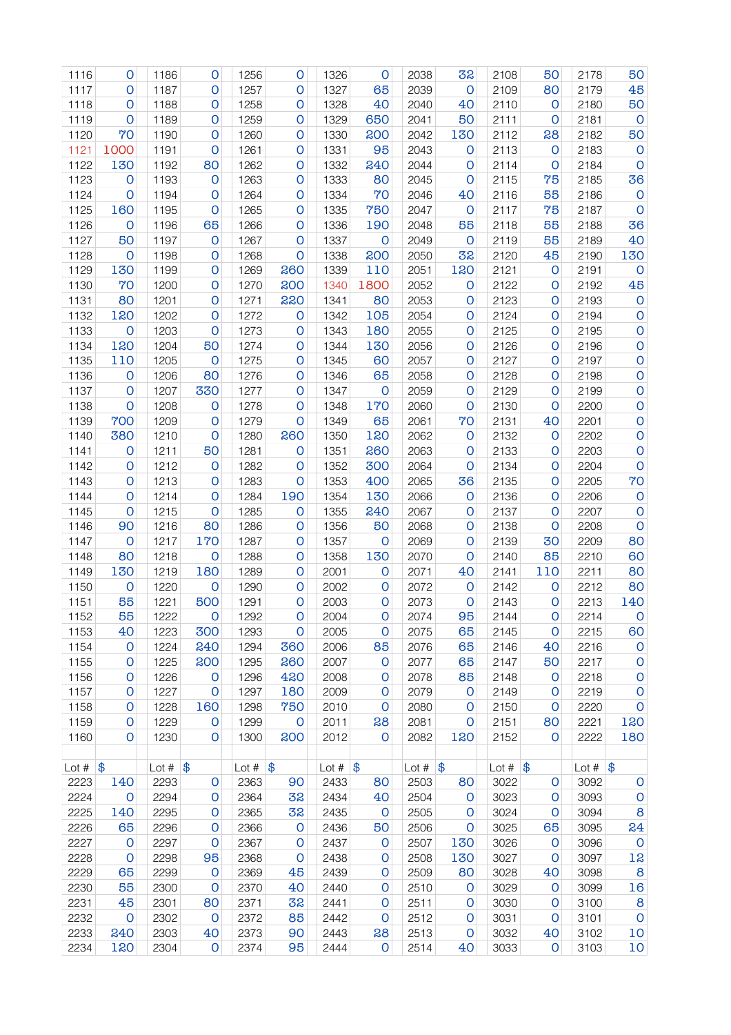| | | | | | | | | | | | | | |
|---|---|---|---|---|---|---|---|---|---|---|---|---|---|
| 1116 | 0 | 1186 | 0 | 1256 | 0 | 1326 | 0 | 2038 | 32 | 2108 | 50 | 2178 | 50 |
| 1117 | 0 | 1187 | 0 | 1257 | 0 | 1327 | 65 | 2039 | 0 | 2109 | 80 | 2179 | 45 |
| 1118 | 0 | 1188 | 0 | 1258 | 0 | 1328 | 40 | 2040 | 40 | 2110 | 0 | 2180 | 50 |
| 1119 | 0 | 1189 | 0 | 1259 | 0 | 1329 | 650 | 2041 | 50 | 2111 | 0 | 2181 | 0 |
| 1120 | 70 | 1190 | 0 | 1260 | 0 | 1330 | 200 | 2042 | 130 | 2112 | 28 | 2182 | 50 |
| 1121 | 1000 | 1191 | 0 | 1261 | 0 | 1331 | 95 | 2043 | 0 | 2113 | 0 | 2183 | 0 |
| 1122 | 130 | 1192 | 80 | 1262 | 0 | 1332 | 240 | 2044 | 0 | 2114 | 0 | 2184 | 0 |
| 1123 | 0 | 1193 | 0 | 1263 | 0 | 1333 | 80 | 2045 | 0 | 2115 | 75 | 2185 | 36 |
| 1124 | 0 | 1194 | 0 | 1264 | 0 | 1334 | 70 | 2046 | 40 | 2116 | 55 | 2186 | 0 |
| 1125 | 160 | 1195 | 0 | 1265 | 0 | 1335 | 750 | 2047 | 0 | 2117 | 75 | 2187 | 0 |
| 1126 | 0 | 1196 | 65 | 1266 | 0 | 1336 | 190 | 2048 | 55 | 2118 | 55 | 2188 | 36 |
| 1127 | 50 | 1197 | 0 | 1267 | 0 | 1337 | 0 | 2049 | 0 | 2119 | 55 | 2189 | 40 |
| 1128 | 0 | 1198 | 0 | 1268 | 0 | 1338 | 200 | 2050 | 32 | 2120 | 45 | 2190 | 130 |
| 1129 | 130 | 1199 | 0 | 1269 | 260 | 1339 | 110 | 2051 | 120 | 2121 | 0 | 2191 | 0 |
| 1130 | 70 | 1200 | 0 | 1270 | 200 | 1340 | 1800 | 2052 | 0 | 2122 | 0 | 2192 | 45 |
| 1131 | 80 | 1201 | 0 | 1271 | 220 | 1341 | 80 | 2053 | 0 | 2123 | 0 | 2193 | 0 |
| 1132 | 120 | 1202 | 0 | 1272 | 0 | 1342 | 105 | 2054 | 0 | 2124 | 0 | 2194 | 0 |
| 1133 | 0 | 1203 | 0 | 1273 | 0 | 1343 | 180 | 2055 | 0 | 2125 | 0 | 2195 | 0 |
| 1134 | 120 | 1204 | 50 | 1274 | 0 | 1344 | 130 | 2056 | 0 | 2126 | 0 | 2196 | 0 |
| 1135 | 110 | 1205 | 0 | 1275 | 0 | 1345 | 60 | 2057 | 0 | 2127 | 0 | 2197 | 0 |
| 1136 | 0 | 1206 | 80 | 1276 | 0 | 1346 | 65 | 2058 | 0 | 2128 | 0 | 2198 | 0 |
| 1137 | 0 | 1207 | 330 | 1277 | 0 | 1347 | 0 | 2059 | 0 | 2129 | 0 | 2199 | 0 |
| 1138 | 0 | 1208 | 0 | 1278 | 0 | 1348 | 170 | 2060 | 0 | 2130 | 0 | 2200 | 0 |
| 1139 | 700 | 1209 | 0 | 1279 | 0 | 1349 | 65 | 2061 | 70 | 2131 | 40 | 2201 | 0 |
| 1140 | 380 | 1210 | 0 | 1280 | 260 | 1350 | 120 | 2062 | 0 | 2132 | 0 | 2202 | 0 |
| 1141 | 0 | 1211 | 50 | 1281 | 0 | 1351 | 260 | 2063 | 0 | 2133 | 0 | 2203 | 0 |
| 1142 | 0 | 1212 | 0 | 1282 | 0 | 1352 | 300 | 2064 | 0 | 2134 | 0 | 2204 | 0 |
| 1143 | 0 | 1213 | 0 | 1283 | 0 | 1353 | 400 | 2065 | 36 | 2135 | 0 | 2205 | 70 |
| 1144 | 0 | 1214 | 0 | 1284 | 190 | 1354 | 130 | 2066 | 0 | 2136 | 0 | 2206 | 0 |
| 1145 | 0 | 1215 | 0 | 1285 | 0 | 1355 | 240 | 2067 | 0 | 2137 | 0 | 2207 | 0 |
| 1146 | 90 | 1216 | 80 | 1286 | 0 | 1356 | 50 | 2068 | 0 | 2138 | 0 | 2208 | 0 |
| 1147 | 0 | 1217 | 170 | 1287 | 0 | 1357 | 0 | 2069 | 0 | 2139 | 30 | 2209 | 80 |
| 1148 | 80 | 1218 | 0 | 1288 | 0 | 1358 | 130 | 2070 | 0 | 2140 | 85 | 2210 | 60 |
| 1149 | 130 | 1219 | 180 | 1289 | 0 | 2001 | 0 | 2071 | 40 | 2141 | 110 | 2211 | 80 |
| 1150 | 0 | 1220 | 0 | 1290 | 0 | 2002 | 0 | 2072 | 0 | 2142 | 0 | 2212 | 80 |
| 1151 | 55 | 1221 | 500 | 1291 | 0 | 2003 | 0 | 2073 | 0 | 2143 | 0 | 2213 | 140 |
| 1152 | 55 | 1222 | 0 | 1292 | 0 | 2004 | 0 | 2074 | 95 | 2144 | 0 | 2214 | 0 |
| 1153 | 40 | 1223 | 300 | 1293 | 0 | 2005 | 0 | 2075 | 65 | 2145 | 0 | 2215 | 60 |
| 1154 | 0 | 1224 | 240 | 1294 | 360 | 2006 | 85 | 2076 | 65 | 2146 | 40 | 2216 | 0 |
| 1155 | 0 | 1225 | 200 | 1295 | 260 | 2007 | 0 | 2077 | 65 | 2147 | 50 | 2217 | 0 |
| 1156 | 0 | 1226 | 0 | 1296 | 420 | 2008 | 0 | 2078 | 85 | 2148 | 0 | 2218 | 0 |
| 1157 | 0 | 1227 | 0 | 1297 | 180 | 2009 | 0 | 2079 | 0 | 2149 | 0 | 2219 | 0 |
| 1158 | 0 | 1228 | 160 | 1298 | 750 | 2010 | 0 | 2080 | 0 | 2150 | 0 | 2220 | 0 |
| 1159 | 0 | 1229 | 0 | 1299 | 0 | 2011 | 28 | 2081 | 0 | 2151 | 80 | 2221 | 120 |
| 1160 | 0 | 1230 | 0 | 1300 | 200 | 2012 | 0 | 2082 | 120 | 2152 | 0 | 2222 | 180 |

| Lot # | $ | Lot # | $ | Lot # | $ | Lot # | $ | Lot # | $ | Lot # | $ | Lot # | $ |
|---|---|---|---|---|---|---|---|---|---|---|---|---|---|
| 2223 | 140 | 2293 | 0 | 2363 | 90 | 2433 | 80 | 2503 | 80 | 3022 | 0 | 3092 | 0 |
| 2224 | 0 | 2294 | 0 | 2364 | 32 | 2434 | 40 | 2504 | 0 | 3023 | 0 | 3093 | 0 |
| 2225 | 140 | 2295 | 0 | 2365 | 32 | 2435 | 0 | 2505 | 0 | 3024 | 0 | 3094 | 8 |
| 2226 | 65 | 2296 | 0 | 2366 | 0 | 2436 | 50 | 2506 | 0 | 3025 | 65 | 3095 | 24 |
| 2227 | 0 | 2297 | 0 | 2367 | 0 | 2437 | 0 | 2507 | 130 | 3026 | 0 | 3096 | 0 |
| 2228 | 0 | 2298 | 95 | 2368 | 0 | 2438 | 0 | 2508 | 130 | 3027 | 0 | 3097 | 12 |
| 2229 | 65 | 2299 | 0 | 2369 | 45 | 2439 | 0 | 2509 | 80 | 3028 | 40 | 3098 | 8 |
| 2230 | 55 | 2300 | 0 | 2370 | 40 | 2440 | 0 | 2510 | 0 | 3029 | 0 | 3099 | 16 |
| 2231 | 45 | 2301 | 80 | 2371 | 32 | 2441 | 0 | 2511 | 0 | 3030 | 0 | 3100 | 8 |
| 2232 | 0 | 2302 | 0 | 2372 | 85 | 2442 | 0 | 2512 | 0 | 3031 | 0 | 3101 | 0 |
| 2233 | 240 | 2303 | 40 | 2373 | 90 | 2443 | 28 | 2513 | 0 | 3032 | 40 | 3102 | 10 |
| 2234 | 120 | 2304 | 0 | 2374 | 95 | 2444 | 0 | 2514 | 40 | 3033 | 0 | 3103 | 10 |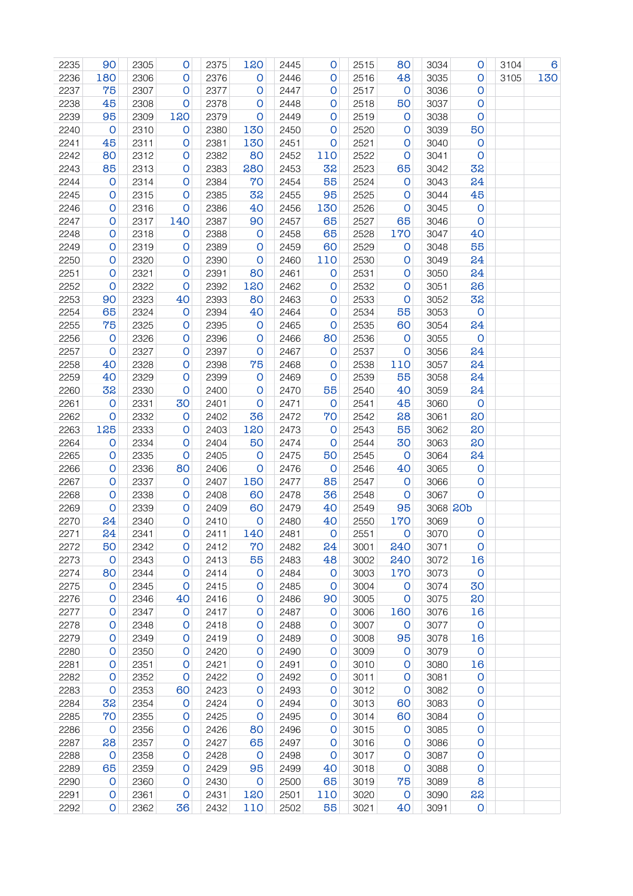| | | | | | | | | | | | | | |
|---|---|---|---|---|---|---|---|---|---|---|---|---|---|
| 2235 | 90 | 2305 | 0 | 2375 | 120 | 2445 | 0 | 2515 | 80 | 3034 | 0 | 3104 | 6 |
| 2236 | 180 | 2306 | 0 | 2376 | 0 | 2446 | 0 | 2516 | 48 | 3035 | 0 | 3105 | 130 |
| 2237 | 75 | 2307 | 0 | 2377 | 0 | 2447 | 0 | 2517 | 0 | 3036 | 0 | | |
| 2238 | 45 | 2308 | 0 | 2378 | 0 | 2448 | 0 | 2518 | 50 | 3037 | 0 | | |
| 2239 | 95 | 2309 | 120 | 2379 | 0 | 2449 | 0 | 2519 | 0 | 3038 | 0 | | |
| 2240 | 0 | 2310 | 0 | 2380 | 130 | 2450 | 0 | 2520 | 0 | 3039 | 50 | | |
| 2241 | 45 | 2311 | 0 | 2381 | 130 | 2451 | 0 | 2521 | 0 | 3040 | 0 | | |
| 2242 | 80 | 2312 | 0 | 2382 | 80 | 2452 | 110 | 2522 | 0 | 3041 | 0 | | |
| 2243 | 85 | 2313 | 0 | 2383 | 280 | 2453 | 32 | 2523 | 65 | 3042 | 32 | | |
| 2244 | 0 | 2314 | 0 | 2384 | 70 | 2454 | 55 | 2524 | 0 | 3043 | 24 | | |
| 2245 | 0 | 2315 | 0 | 2385 | 32 | 2455 | 95 | 2525 | 0 | 3044 | 45 | | |
| 2246 | 0 | 2316 | 0 | 2386 | 40 | 2456 | 130 | 2526 | 0 | 3045 | 0 | | |
| 2247 | 0 | 2317 | 140 | 2387 | 90 | 2457 | 65 | 2527 | 65 | 3046 | 0 | | |
| 2248 | 0 | 2318 | 0 | 2388 | 0 | 2458 | 65 | 2528 | 170 | 3047 | 40 | | |
| 2249 | 0 | 2319 | 0 | 2389 | 0 | 2459 | 60 | 2529 | 0 | 3048 | 55 | | |
| 2250 | 0 | 2320 | 0 | 2390 | 0 | 2460 | 110 | 2530 | 0 | 3049 | 24 | | |
| 2251 | 0 | 2321 | 0 | 2391 | 80 | 2461 | 0 | 2531 | 0 | 3050 | 24 | | |
| 2252 | 0 | 2322 | 0 | 2392 | 120 | 2462 | 0 | 2532 | 0 | 3051 | 26 | | |
| 2253 | 90 | 2323 | 40 | 2393 | 80 | 2463 | 0 | 2533 | 0 | 3052 | 32 | | |
| 2254 | 65 | 2324 | 0 | 2394 | 40 | 2464 | 0 | 2534 | 55 | 3053 | 0 | | |
| 2255 | 75 | 2325 | 0 | 2395 | 0 | 2465 | 0 | 2535 | 60 | 3054 | 24 | | |
| 2256 | 0 | 2326 | 0 | 2396 | 0 | 2466 | 80 | 2536 | 0 | 3055 | 0 | | |
| 2257 | 0 | 2327 | 0 | 2397 | 0 | 2467 | 0 | 2537 | 0 | 3056 | 24 | | |
| 2258 | 40 | 2328 | 0 | 2398 | 75 | 2468 | 0 | 2538 | 110 | 3057 | 24 | | |
| 2259 | 40 | 2329 | 0 | 2399 | 0 | 2469 | 0 | 2539 | 55 | 3058 | 24 | | |
| 2260 | 32 | 2330 | 0 | 2400 | 0 | 2470 | 55 | 2540 | 40 | 3059 | 24 | | |
| 2261 | 0 | 2331 | 30 | 2401 | 0 | 2471 | 0 | 2541 | 45 | 3060 | 0 | | |
| 2262 | 0 | 2332 | 0 | 2402 | 36 | 2472 | 70 | 2542 | 28 | 3061 | 20 | | |
| 2263 | 125 | 2333 | 0 | 2403 | 120 | 2473 | 0 | 2543 | 55 | 3062 | 20 | | |
| 2264 | 0 | 2334 | 0 | 2404 | 50 | 2474 | 0 | 2544 | 30 | 3063 | 20 | | |
| 2265 | 0 | 2335 | 0 | 2405 | 0 | 2475 | 50 | 2545 | 0 | 3064 | 24 | | |
| 2266 | 0 | 2336 | 80 | 2406 | 0 | 2476 | 0 | 2546 | 40 | 3065 | 0 | | |
| 2267 | 0 | 2337 | 0 | 2407 | 150 | 2477 | 85 | 2547 | 0 | 3066 | 0 | | |
| 2268 | 0 | 2338 | 0 | 2408 | 60 | 2478 | 36 | 2548 | 0 | 3067 | 0 | | |
| 2269 | 0 | 2339 | 0 | 2409 | 60 | 2479 | 40 | 2549 | 95 | 3068 | 20b | | |
| 2270 | 24 | 2340 | 0 | 2410 | 0 | 2480 | 40 | 2550 | 170 | 3069 | 0 | | |
| 2271 | 24 | 2341 | 0 | 2411 | 140 | 2481 | 0 | 2551 | 0 | 3070 | 0 | | |
| 2272 | 50 | 2342 | 0 | 2412 | 70 | 2482 | 24 | 3001 | 240 | 3071 | 0 | | |
| 2273 | 0 | 2343 | 0 | 2413 | 55 | 2483 | 48 | 3002 | 240 | 3072 | 16 | | |
| 2274 | 80 | 2344 | 0 | 2414 | 0 | 2484 | 0 | 3003 | 170 | 3073 | 0 | | |
| 2275 | 0 | 2345 | 0 | 2415 | 0 | 2485 | 0 | 3004 | 0 | 3074 | 30 | | |
| 2276 | 0 | 2346 | 40 | 2416 | 0 | 2486 | 90 | 3005 | 0 | 3075 | 20 | | |
| 2277 | 0 | 2347 | 0 | 2417 | 0 | 2487 | 0 | 3006 | 160 | 3076 | 16 | | |
| 2278 | 0 | 2348 | 0 | 2418 | 0 | 2488 | 0 | 3007 | 0 | 3077 | 0 | | |
| 2279 | 0 | 2349 | 0 | 2419 | 0 | 2489 | 0 | 3008 | 95 | 3078 | 16 | | |
| 2280 | 0 | 2350 | 0 | 2420 | 0 | 2490 | 0 | 3009 | 0 | 3079 | 0 | | |
| 2281 | 0 | 2351 | 0 | 2421 | 0 | 2491 | 0 | 3010 | 0 | 3080 | 16 | | |
| 2282 | 0 | 2352 | 0 | 2422 | 0 | 2492 | 0 | 3011 | 0 | 3081 | 0 | | |
| 2283 | 0 | 2353 | 60 | 2423 | 0 | 2493 | 0 | 3012 | 0 | 3082 | 0 | | |
| 2284 | 32 | 2354 | 0 | 2424 | 0 | 2494 | 0 | 3013 | 60 | 3083 | 0 | | |
| 2285 | 70 | 2355 | 0 | 2425 | 0 | 2495 | 0 | 3014 | 60 | 3084 | 0 | | |
| 2286 | 0 | 2356 | 0 | 2426 | 80 | 2496 | 0 | 3015 | 0 | 3085 | 0 | | |
| 2287 | 28 | 2357 | 0 | 2427 | 65 | 2497 | 0 | 3016 | 0 | 3086 | 0 | | |
| 2288 | 0 | 2358 | 0 | 2428 | 0 | 2498 | 0 | 3017 | 0 | 3087 | 0 | | |
| 2289 | 65 | 2359 | 0 | 2429 | 95 | 2499 | 40 | 3018 | 0 | 3088 | 0 | | |
| 2290 | 0 | 2360 | 0 | 2430 | 0 | 2500 | 65 | 3019 | 75 | 3089 | 8 | | |
| 2291 | 0 | 2361 | 0 | 2431 | 120 | 2501 | 110 | 3020 | 0 | 3090 | 22 | | |
| 2292 | 0 | 2362 | 36 | 2432 | 110 | 2502 | 55 | 3021 | 40 | 3091 | 0 | | |